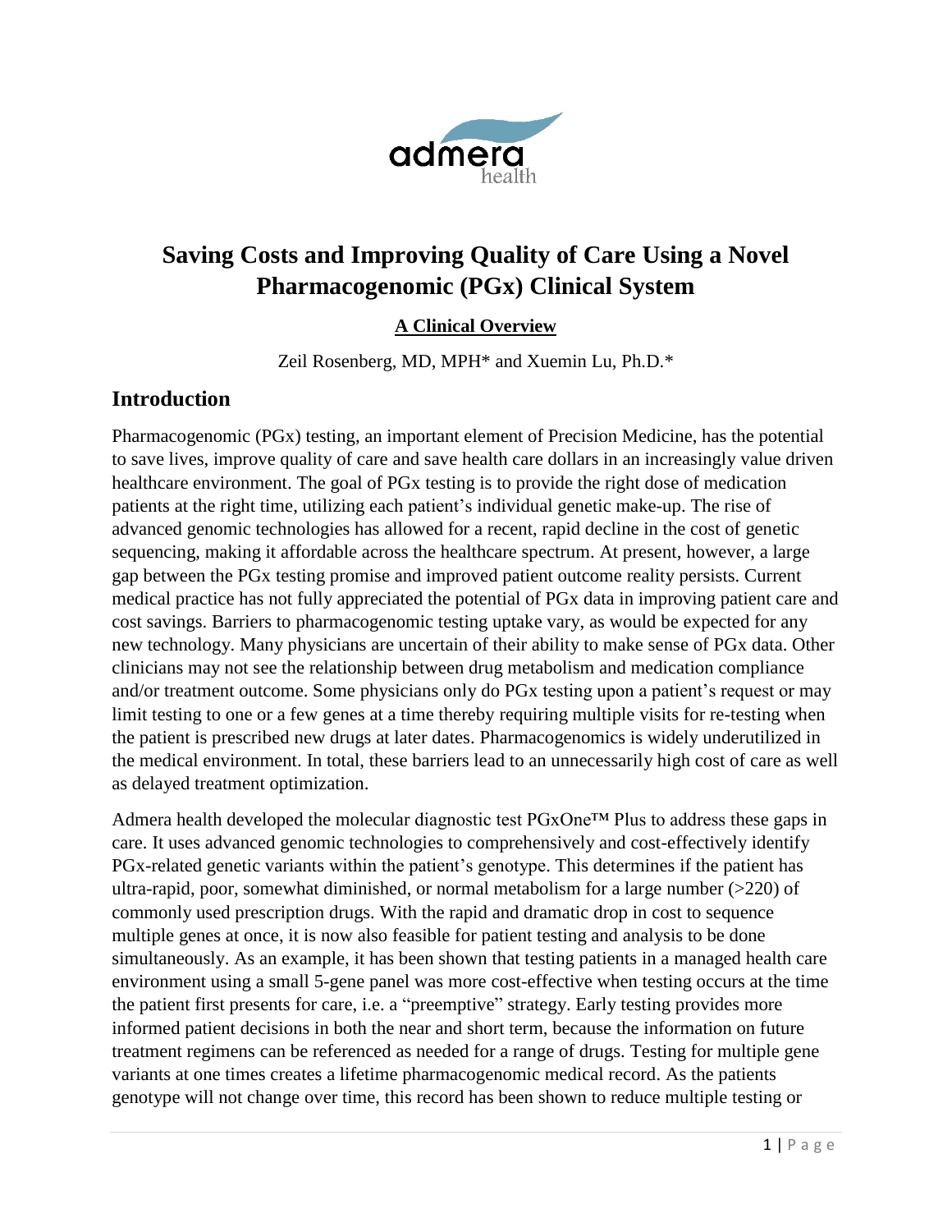# Saving Costs and Improving Quality of Care Using a Novel Pharmacogenomic (PGx) Clinical System

**A Clinical Overview**

Zeil Rosenberg, MD, MPH* and Xuemin Lu, Ph.D.*

## Introduction

Pharmacogenomic (PGx) testing, an important element of Precision Medicine, has the potential to save lives, improve quality of care and save health care dollars in an increasingly value driven healthcare environment. The goal of PGx testing is to provide the right dose of medication patients at the right time, utilizing each patient's individual genetic make-up. The rise of advanced genomic technologies has allowed for a recent, rapid decline in the cost of genetic sequencing, making it affordable across the healthcare spectrum. At present, however, a large gap between the PGx testing promise and improved patient outcome reality persists. Current medical practice has not fully appreciated the potential of PGx data in improving patient care and cost savings. Barriers to pharmacogenomic testing uptake vary, as would be expected for any new technology. Many physicians are uncertain of their ability to make sense of PGx data. Other clinicians may not see the relationship between drug metabolism and medication compliance and/or treatment outcome. Some physicians only do PGx testing upon a patient's request or may limit testing to one or a few genes at a time thereby requiring multiple visits for re-testing when the patient is prescribed new drugs at later dates. Pharmacogenomics is widely underutilized in the medical environment. In total, these barriers lead to an unnecessarily high cost of care as well as delayed treatment optimization.

Admera health developed the molecular diagnostic test PGxOne™ Plus to address these gaps in care. It uses advanced genomic technologies to comprehensively and cost-effectively identify PGx-related genetic variants within the patient's genotype. This determines if the patient has ultra-rapid, poor, somewhat diminished, or normal metabolism for a large number (>220) of commonly used prescription drugs. With the rapid and dramatic drop in cost to sequence multiple genes at once, it is now also feasible for patient testing and analysis to be done simultaneously. As an example, it has been shown that testing patients in a managed health care environment using a small 5-gene panel was more cost-effective when testing occurs at the time the patient first presents for care, i.e. a "preemptive" strategy. Early testing provides more informed patient decisions in both the near and short term, because the information on future treatment regimens can be referenced as needed for a range of drugs. Testing for multiple gene variants at one times creates a lifetime pharmacogenomic medical record. As the patients genotype will not change over time, this record has been shown to reduce multiple testing or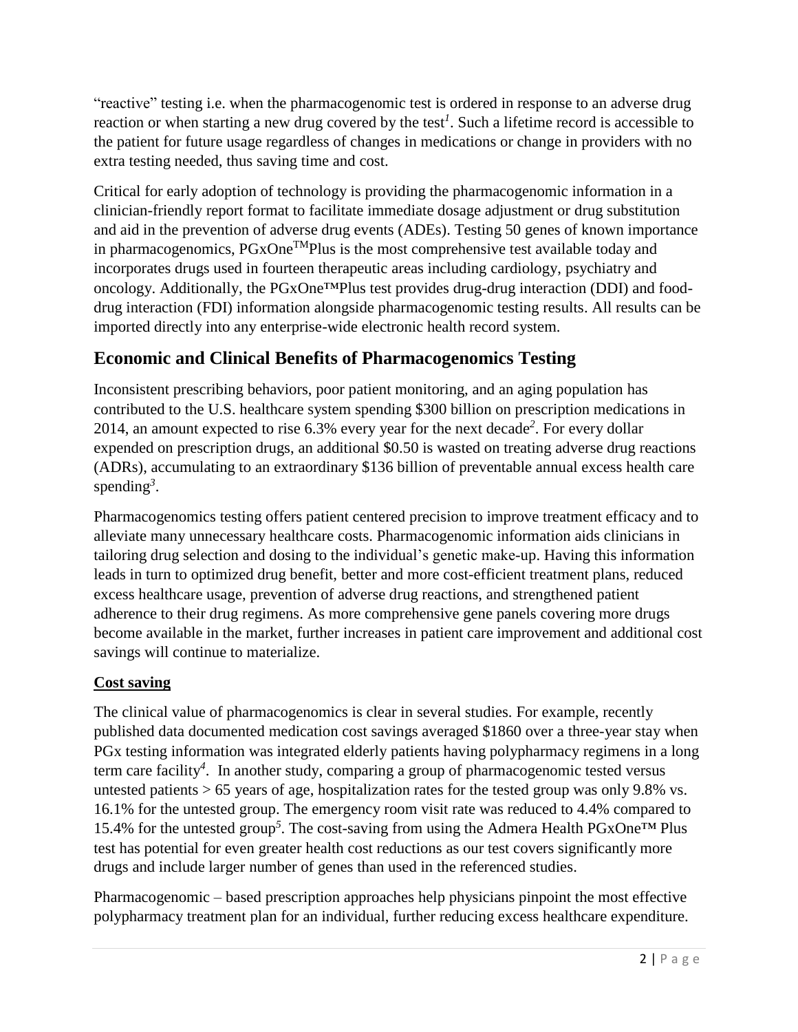"reactive" testing i.e. when the pharmacogenomic test is ordered in response to an adverse drug reaction or when starting a new drug covered by the test[1]. Such a lifetime record is accessible to the patient for future usage regardless of changes in medications or change in providers with no extra testing needed, thus saving time and cost.

Critical for early adoption of technology is providing the pharmacogenomic information in a clinician-friendly report format to facilitate immediate dosage adjustment or drug substitution and aid in the prevention of adverse drug events (ADEs). Testing 50 genes of known importance in pharmacogenomics, PGxOne™Plus is the most comprehensive test available today and incorporates drugs used in fourteen therapeutic areas including cardiology, psychiatry and oncology. Additionally, the PGxOne™Plus test provides drug-drug interaction (DDI) and food-drug interaction (FDI) information alongside pharmacogenomic testing results. All results can be imported directly into any enterprise-wide electronic health record system.

## Economic and Clinical Benefits of Pharmacogenomics Testing

Inconsistent prescribing behaviors, poor patient monitoring, and an aging population has contributed to the U.S. healthcare system spending $300 billion on prescription medications in 2014, an amount expected to rise 6.3% every year for the next decade[2]. For every dollar expended on prescription drugs, an additional $0.50 is wasted on treating adverse drug reactions (ADRs), accumulating to an extraordinary $136 billion of preventable annual excess health care spending[3].

Pharmacogenomics testing offers patient centered precision to improve treatment efficacy and to alleviate many unnecessary healthcare costs. Pharmacogenomic information aids clinicians in tailoring drug selection and dosing to the individual's genetic make-up. Having this information leads in turn to optimized drug benefit, better and more cost-efficient treatment plans, reduced excess healthcare usage, prevention of adverse drug reactions, and strengthened patient adherence to their drug regimens. As more comprehensive gene panels covering more drugs become available in the market, further increases in patient care improvement and additional cost savings will continue to materialize.

### Cost saving

The clinical value of pharmacogenomics is clear in several studies. For example, recently published data documented medication cost savings averaged $1860 over a three-year stay when PGx testing information was integrated elderly patients having polypharmacy regimens in a long term care facility[4]. In another study, comparing a group of pharmacogenomic tested versus untested patients > 65 years of age, hospitalization rates for the tested group was only 9.8% vs. 16.1% for the untested group. The emergency room visit rate was reduced to 4.4% compared to 15.4% for the untested group[5]. The cost-saving from using the Admera Health PGxOne™ Plus test has potential for even greater health cost reductions as our test covers significantly more drugs and include larger number of genes than used in the referenced studies.

Pharmacogenomic – based prescription approaches help physicians pinpoint the most effective polypharmacy treatment plan for an individual, further reducing excess healthcare expenditure.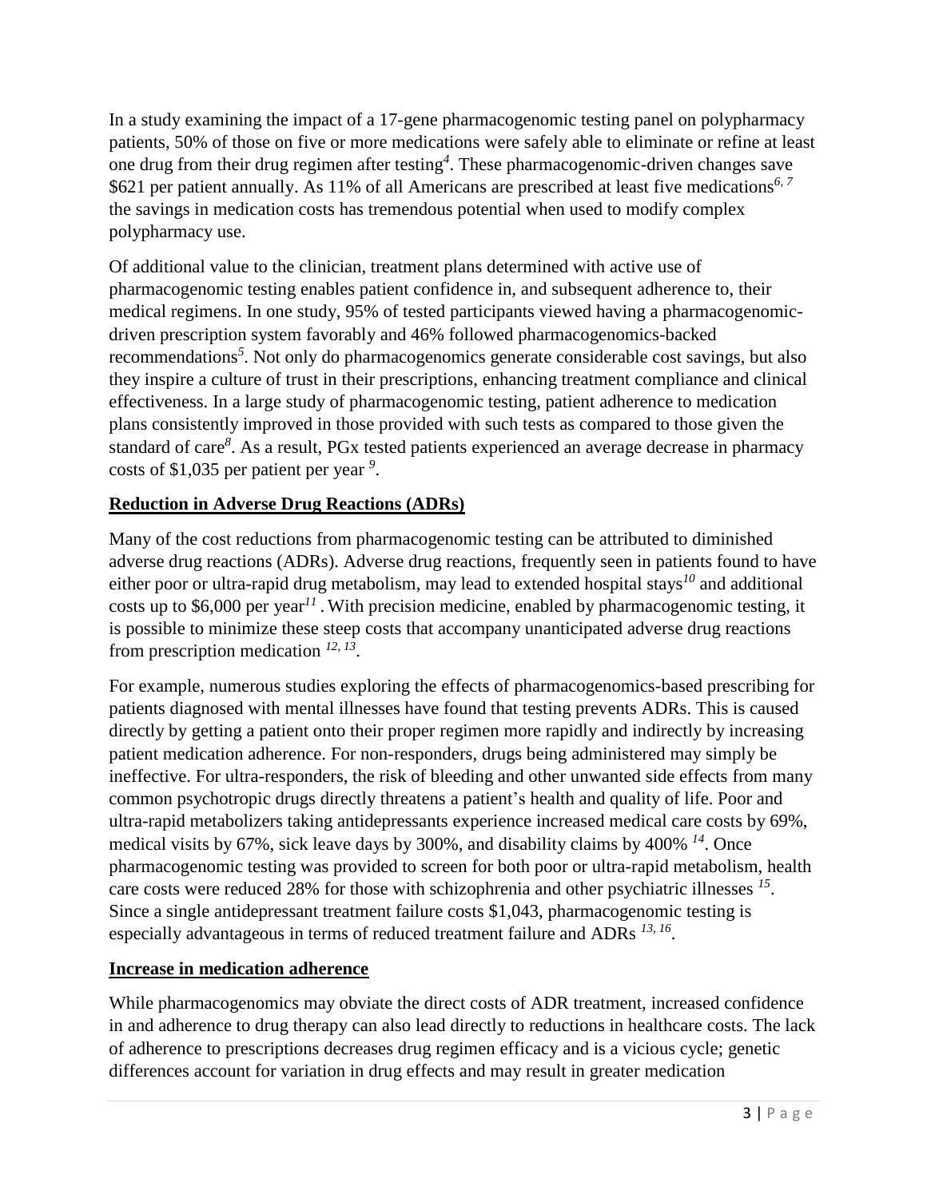In a study examining the impact of a 17-gene pharmacogenomic testing panel on polypharmacy patients, 50% of those on five or more medications were safely able to eliminate or refine at least one drug from their drug regimen after testing[4]. These pharmacogenomic-driven changes save $621 per patient annually. As 11% of all Americans are prescribed at least five medications[6, 7] the savings in medication costs has tremendous potential when used to modify complex polypharmacy use.

Of additional value to the clinician, treatment plans determined with active use of pharmacogenomic testing enables patient confidence in, and subsequent adherence to, their medical regimens. In one study, 95% of tested participants viewed having a pharmacogenomic-driven prescription system favorably and 46% followed pharmacogenomics-backed recommendations[5]. Not only do pharmacogenomics generate considerable cost savings, but also they inspire a culture of trust in their prescriptions, enhancing treatment compliance and clinical effectiveness. In a large study of pharmacogenomic testing, patient adherence to medication plans consistently improved in those provided with such tests as compared to those given the standard of care[8]. As a result, PGx tested patients experienced an average decrease in pharmacy costs of $1,035 per patient per year [9].

**Reduction in Adverse Drug Reactions (ADRs)**

Many of the cost reductions from pharmacogenomic testing can be attributed to diminished adverse drug reactions (ADRs). Adverse drug reactions, frequently seen in patients found to have either poor or ultra-rapid drug metabolism, may lead to extended hospital stays[10] and additional costs up to $6,000 per year[11]. With precision medicine, enabled by pharmacogenomic testing, it is possible to minimize these steep costs that accompany unanticipated adverse drug reactions from prescription medication [12, 13].

For example, numerous studies exploring the effects of pharmacogenomics-based prescribing for patients diagnosed with mental illnesses have found that testing prevents ADRs. This is caused directly by getting a patient onto their proper regimen more rapidly and indirectly by increasing patient medication adherence. For non-responders, drugs being administered may simply be ineffective. For ultra-responders, the risk of bleeding and other unwanted side effects from many common psychotropic drugs directly threatens a patient's health and quality of life. Poor and ultra-rapid metabolizers taking antidepressants experience increased medical care costs by 69%, medical visits by 67%, sick leave days by 300%, and disability claims by 400% [14]. Once pharmacogenomic testing was provided to screen for both poor or ultra-rapid metabolism, health care costs were reduced 28% for those with schizophrenia and other psychiatric illnesses [15]. Since a single antidepressant treatment failure costs $1,043, pharmacogenomic testing is especially advantageous in terms of reduced treatment failure and ADRs [13, 16].

**Increase in medication adherence**

While pharmacogenomics may obviate the direct costs of ADR treatment, increased confidence in and adherence to drug therapy can also lead directly to reductions in healthcare costs. The lack of adherence to prescriptions decreases drug regimen efficacy and is a vicious cycle; genetic differences account for variation in drug effects and may result in greater medication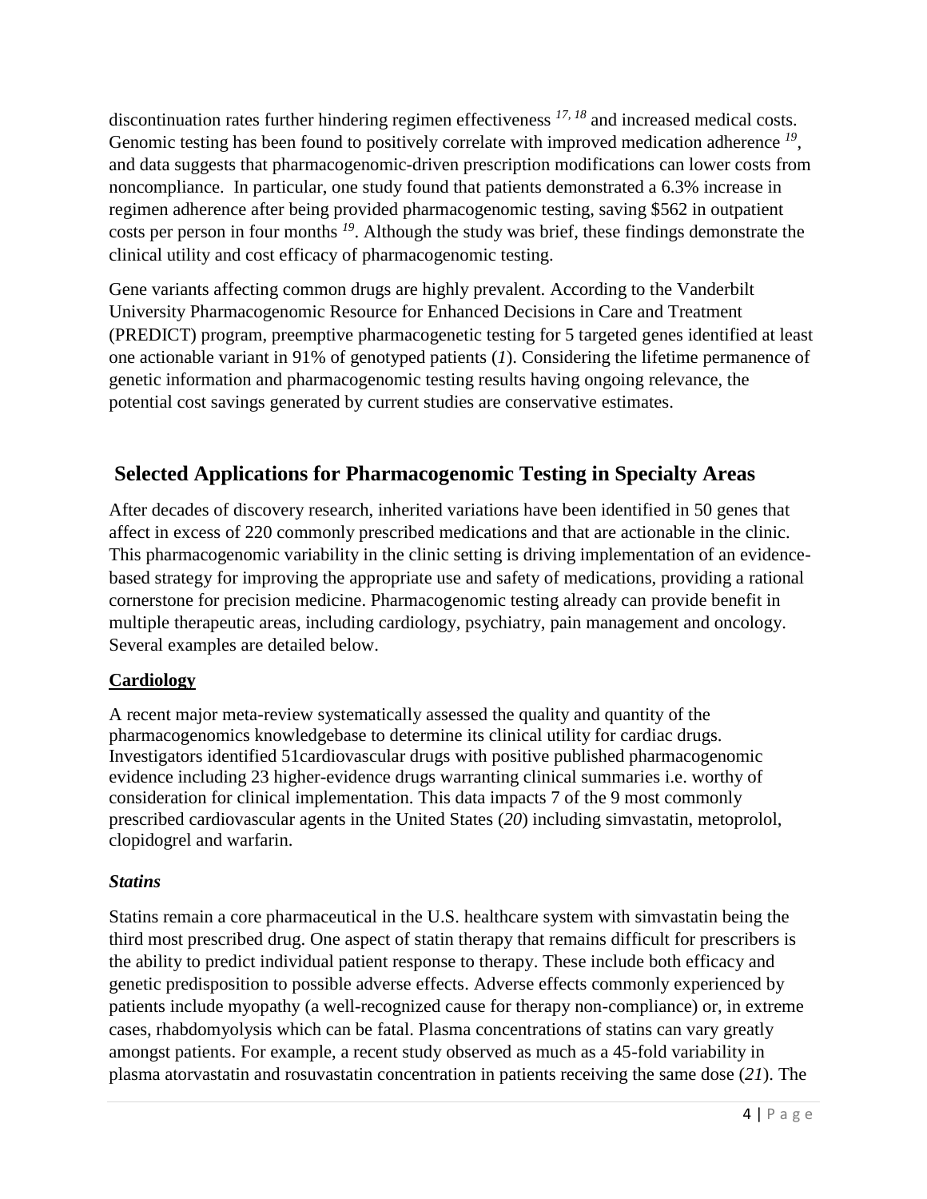discontinuation rates further hindering regimen effectiveness [17, 18] and increased medical costs. Genomic testing has been found to positively correlate with improved medication adherence [19], and data suggests that pharmacogenomic-driven prescription modifications can lower costs from noncompliance. In particular, one study found that patients demonstrated a 6.3% increase in regimen adherence after being provided pharmacogenomic testing, saving $562 in outpatient costs per person in four months [19]. Although the study was brief, these findings demonstrate the clinical utility and cost efficacy of pharmacogenomic testing.

Gene variants affecting common drugs are highly prevalent. According to the Vanderbilt University Pharmacogenomic Resource for Enhanced Decisions in Care and Treatment (PREDICT) program, preemptive pharmacogenetic testing for 5 targeted genes identified at least one actionable variant in 91% of genotyped patients (*1*). Considering the lifetime permanence of genetic information and pharmacogenomic testing results having ongoing relevance, the potential cost savings generated by current studies are conservative estimates.

## Selected Applications for Pharmacogenomic Testing in Specialty Areas

After decades of discovery research, inherited variations have been identified in 50 genes that affect in excess of 220 commonly prescribed medications and that are actionable in the clinic. This pharmacogenomic variability in the clinic setting is driving implementation of an evidence-based strategy for improving the appropriate use and safety of medications, providing a rational cornerstone for precision medicine. Pharmacogenomic testing already can provide benefit in multiple therapeutic areas, including cardiology, psychiatry, pain management and oncology. Several examples are detailed below.

### Cardiology

A recent major meta-review systematically assessed the quality and quantity of the pharmacogenomics knowledgebase to determine its clinical utility for cardiac drugs. Investigators identified 51cardiovascular drugs with positive published pharmacogenomic evidence including 23 higher-evidence drugs warranting clinical summaries i.e. worthy of consideration for clinical implementation. This data impacts 7 of the 9 most commonly prescribed cardiovascular agents in the United States (*20*) including simvastatin, metoprolol, clopidogrel and warfarin.

#### *Statins*

Statins remain a core pharmaceutical in the U.S. healthcare system with simvastatin being the third most prescribed drug. One aspect of statin therapy that remains difficult for prescribers is the ability to predict individual patient response to therapy. These include both efficacy and genetic predisposition to possible adverse effects. Adverse effects commonly experienced by patients include myopathy (a well-recognized cause for therapy non-compliance) or, in extreme cases, rhabdomyolysis which can be fatal. Plasma concentrations of statins can vary greatly amongst patients. For example, a recent study observed as much as a 45-fold variability in plasma atorvastatin and rosuvastatin concentration in patients receiving the same dose (*21*). The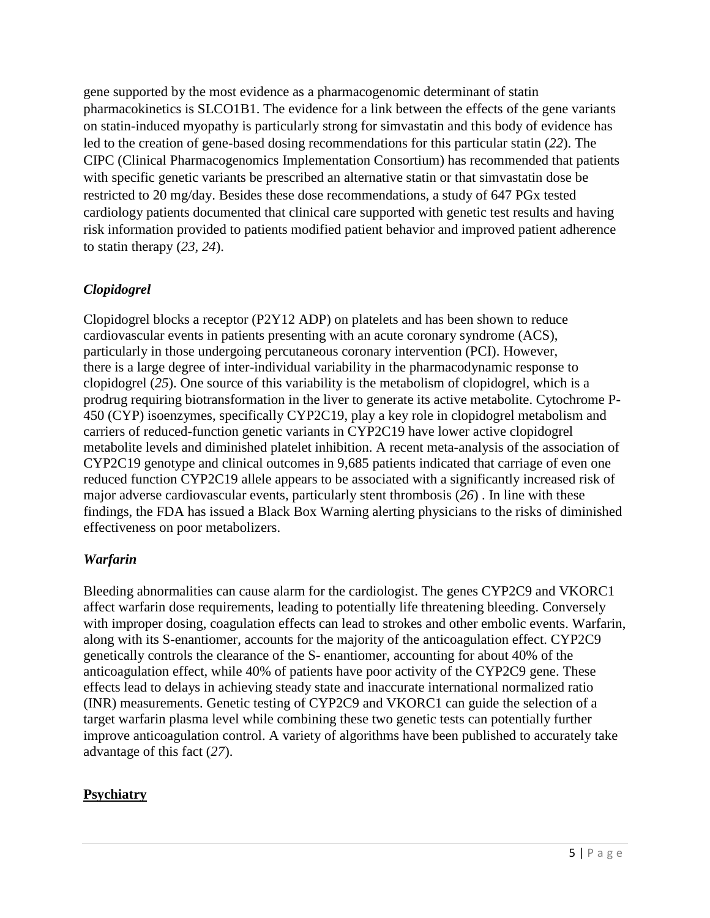gene supported by the most evidence as a pharmacogenomic determinant of statin pharmacokinetics is SLCO1B1. The evidence for a link between the effects of the gene variants on statin-induced myopathy is particularly strong for simvastatin and this body of evidence has led to the creation of gene-based dosing recommendations for this particular statin (*22*). The CIPC (Clinical Pharmacogenomics Implementation Consortium) has recommended that patients with specific genetic variants be prescribed an alternative statin or that simvastatin dose be restricted to 20 mg/day. Besides these dose recommendations, a study of 647 PGx tested cardiology patients documented that clinical care supported with genetic test results and having risk information provided to patients modified patient behavior and improved patient adherence to statin therapy (*23, 24*).

### *Clopidogrel*

Clopidogrel blocks a receptor (P2Y12 ADP) on platelets and has been shown to reduce cardiovascular events in patients presenting with an acute coronary syndrome (ACS), particularly in those undergoing percutaneous coronary intervention (PCI). However, there is a large degree of inter-individual variability in the pharmacodynamic response to clopidogrel (*25*). One source of this variability is the metabolism of clopidogrel, which is a prodrug requiring biotransformation in the liver to generate its active metabolite. Cytochrome P-450 (CYP) isoenzymes, specifically CYP2C19, play a key role in clopidogrel metabolism and carriers of reduced-function genetic variants in CYP2C19 have lower active clopidogrel metabolite levels and diminished platelet inhibition. A recent meta-analysis of the association of CYP2C19 genotype and clinical outcomes in 9,685 patients indicated that carriage of even one reduced function CYP2C19 allele appears to be associated with a significantly increased risk of major adverse cardiovascular events, particularly stent thrombosis (*26*) . In line with these findings, the FDA has issued a Black Box Warning alerting physicians to the risks of diminished effectiveness on poor metabolizers.

### *Warfarin*

Bleeding abnormalities can cause alarm for the cardiologist. The genes CYP2C9 and VKORC1 affect warfarin dose requirements, leading to potentially life threatening bleeding. Conversely with improper dosing, coagulation effects can lead to strokes and other embolic events. Warfarin, along with its S-enantiomer, accounts for the majority of the anticoagulation effect. CYP2C9 genetically controls the clearance of the S- enantiomer, accounting for about 40% of the anticoagulation effect, while 40% of patients have poor activity of the CYP2C9 gene. These effects lead to delays in achieving steady state and inaccurate international normalized ratio (INR) measurements. Genetic testing of CYP2C9 and VKORC1 can guide the selection of a target warfarin plasma level while combining these two genetic tests can potentially further improve anticoagulation control. A variety of algorithms have been published to accurately take advantage of this fact (*27*).

## **Psychiatry**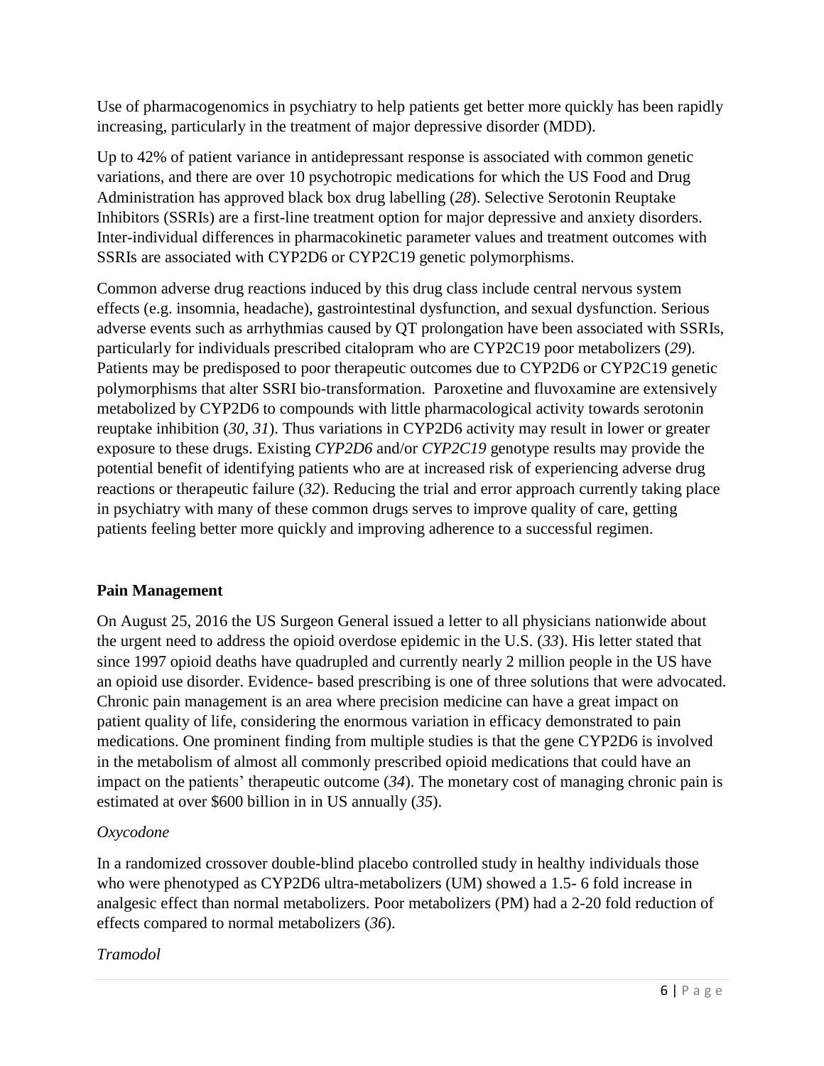Use of pharmacogenomics in psychiatry to help patients get better more quickly has been rapidly increasing, particularly in the treatment of major depressive disorder (MDD).

Up to 42% of patient variance in antidepressant response is associated with common genetic variations, and there are over 10 psychotropic medications for which the US Food and Drug Administration has approved black box drug labelling (*28*). Selective Serotonin Reuptake Inhibitors (SSRIs) are a first-line treatment option for major depressive and anxiety disorders. Inter-individual differences in pharmacokinetic parameter values and treatment outcomes with SSRIs are associated with CYP2D6 or CYP2C19 genetic polymorphisms.

Common adverse drug reactions induced by this drug class include central nervous system effects (e.g. insomnia, headache), gastrointestinal dysfunction, and sexual dysfunction. Serious adverse events such as arrhythmias caused by QT prolongation have been associated with SSRIs, particularly for individuals prescribed citalopram who are CYP2C19 poor metabolizers (*29*). Patients may be predisposed to poor therapeutic outcomes due to CYP2D6 or CYP2C19 genetic polymorphisms that alter SSRI bio-transformation. Paroxetine and fluvoxamine are extensively metabolized by CYP2D6 to compounds with little pharmacological activity towards serotonin reuptake inhibition (*30, 31*). Thus variations in CYP2D6 activity may result in lower or greater exposure to these drugs. Existing *CYP2D6* and/or *CYP2C19* genotype results may provide the potential benefit of identifying patients who are at increased risk of experiencing adverse drug reactions or therapeutic failure (*32*). Reducing the trial and error approach currently taking place in psychiatry with many of these common drugs serves to improve quality of care, getting patients feeling better more quickly and improving adherence to a successful regimen.

**Pain Management**

On August 25, 2016 the US Surgeon General issued a letter to all physicians nationwide about the urgent need to address the opioid overdose epidemic in the U.S. (*33*). His letter stated that since 1997 opioid deaths have quadrupled and currently nearly 2 million people in the US have an opioid use disorder. Evidence- based prescribing is one of three solutions that were advocated. Chronic pain management is an area where precision medicine can have a great impact on patient quality of life, considering the enormous variation in efficacy demonstrated to pain medications. One prominent finding from multiple studies is that the gene CYP2D6 is involved in the metabolism of almost all commonly prescribed opioid medications that could have an impact on the patients' therapeutic outcome (*34*). The monetary cost of managing chronic pain is estimated at over $600 billion in in US annually (*35*).

*Oxycodone*

In a randomized crossover double-blind placebo controlled study in healthy individuals those who were phenotyped as CYP2D6 ultra-metabolizers (UM) showed a 1.5- 6 fold increase in analgesic effect than normal metabolizers. Poor metabolizers (PM) had a 2-20 fold reduction of effects compared to normal metabolizers (*36*).

*Tramodol*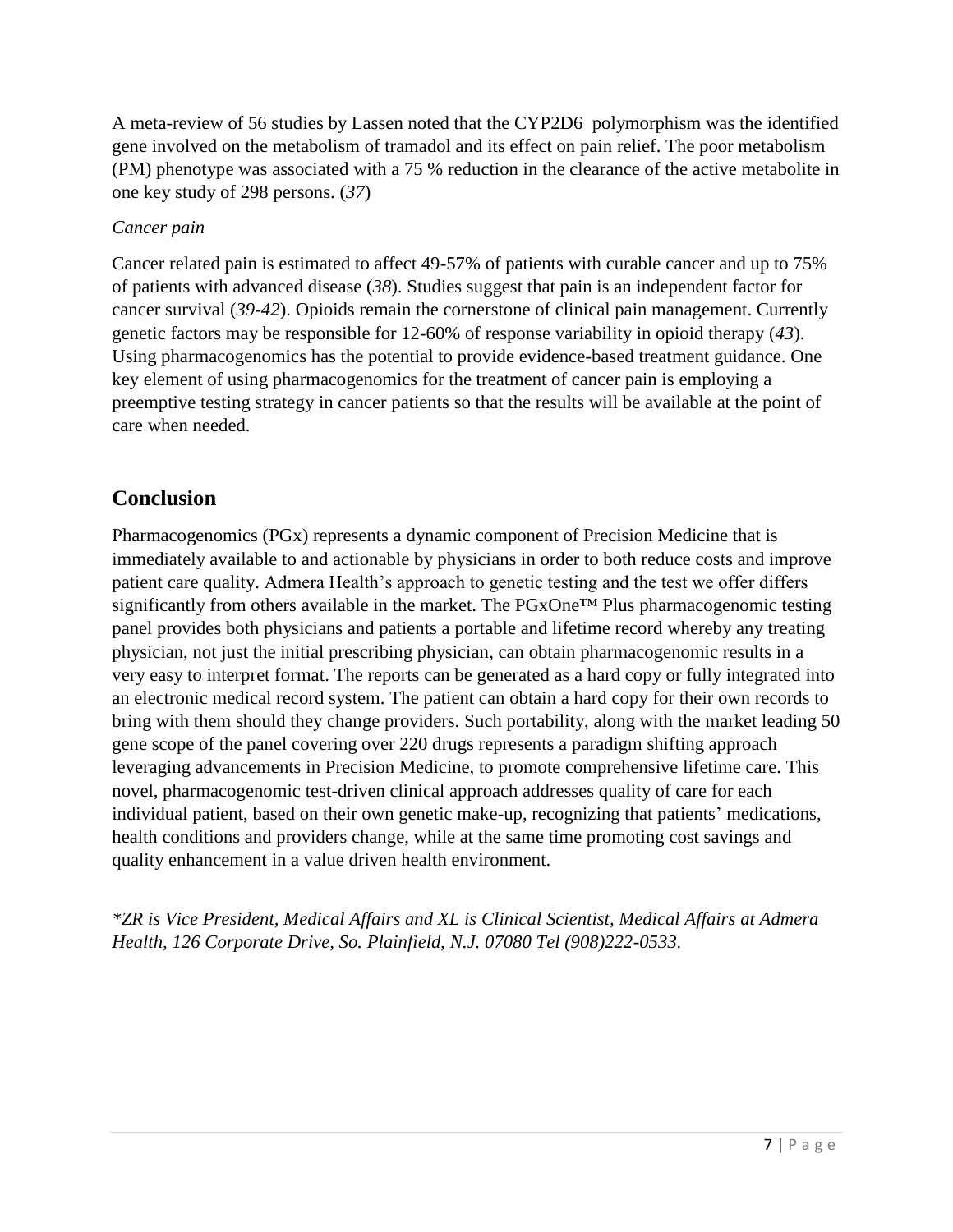A meta-review of 56 studies by Lassen noted that the CYP2D6 polymorphism was the identified gene involved on the metabolism of tramadol and its effect on pain relief. The poor metabolism (PM) phenotype was associated with a 75 % reduction in the clearance of the active metabolite in one key study of 298 persons. (*37*)

*Cancer pain*

Cancer related pain is estimated to affect 49-57% of patients with curable cancer and up to 75% of patients with advanced disease (*38*). Studies suggest that pain is an independent factor for cancer survival (*39-42*). Opioids remain the cornerstone of clinical pain management. Currently genetic factors may be responsible for 12-60% of response variability in opioid therapy (*43*). Using pharmacogenomics has the potential to provide evidence-based treatment guidance. One key element of using pharmacogenomics for the treatment of cancer pain is employing a preemptive testing strategy in cancer patients so that the results will be available at the point of care when needed.

## Conclusion

Pharmacogenomics (PGx) represents a dynamic component of Precision Medicine that is immediately available to and actionable by physicians in order to both reduce costs and improve patient care quality. Admera Health's approach to genetic testing and the test we offer differs significantly from others available in the market. The PGxOne™ Plus pharmacogenomic testing panel provides both physicians and patients a portable and lifetime record whereby any treating physician, not just the initial prescribing physician, can obtain pharmacogenomic results in a very easy to interpret format. The reports can be generated as a hard copy or fully integrated into an electronic medical record system. The patient can obtain a hard copy for their own records to bring with them should they change providers. Such portability, along with the market leading 50 gene scope of the panel covering over 220 drugs represents a paradigm shifting approach leveraging advancements in Precision Medicine, to promote comprehensive lifetime care. This novel, pharmacogenomic test-driven clinical approach addresses quality of care for each individual patient, based on their own genetic make-up, recognizing that patients' medications, health conditions and providers change, while at the same time promoting cost savings and quality enhancement in a value driven health environment.

*\*ZR is Vice President, Medical Affairs and XL is Clinical Scientist, Medical Affairs at Admera Health, 126 Corporate Drive, So. Plainfield, N.J. 07080 Tel (908)222-0533.*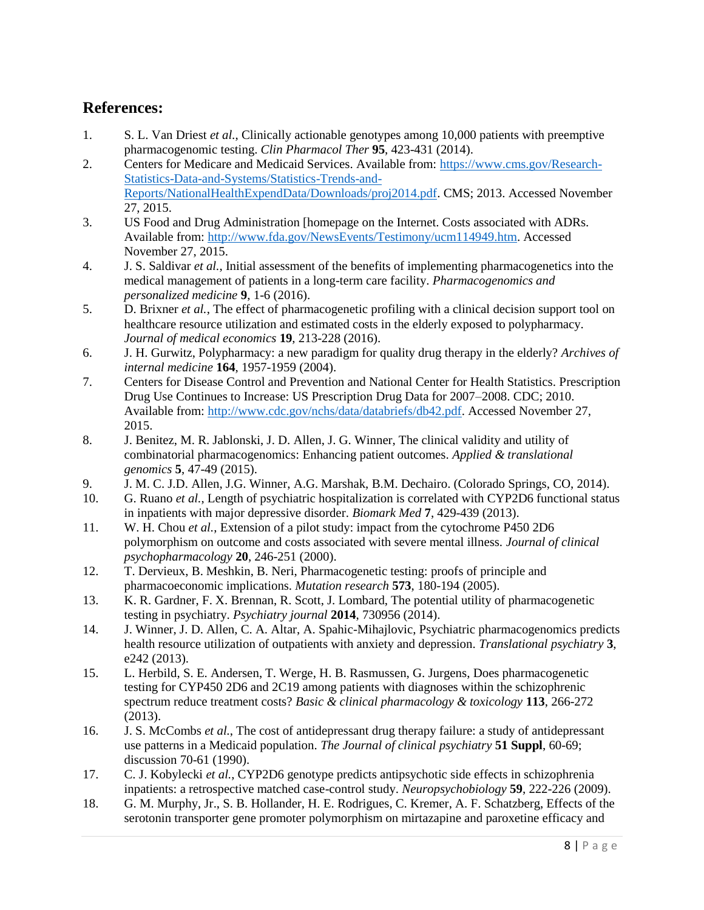## References:

1. S. L. Van Driest *et al.*, Clinically actionable genotypes among 10,000 patients with preemptive pharmacogenomic testing. *Clin Pharmacol Ther* **95**, 423-431 (2014).
2. Centers for Medicare and Medicaid Services. Available from: [https://www.cms.gov/Research-Statistics-Data-and-Systems/Statistics-Trends-and-Reports/NationalHealthExpendData/Downloads/proj2014.pdf](https://www.cms.gov/Research-Statistics-Data-and-Systems/Statistics-Trends-and-Reports/NationalHealthExpendData/Downloads/proj2014.pdf). CMS; 2013. Accessed November 27, 2015.
3. US Food and Drug Administration [homepage on the Internet. Costs associated with ADRs. Available from: [http://www.fda.gov/NewsEvents/Testimony/ucm114949.htm](http://www.fda.gov/NewsEvents/Testimony/ucm114949.htm). Accessed November 27, 2015.
4. J. S. Saldivar *et al.*, Initial assessment of the benefits of implementing pharmacogenetics into the medical management of patients in a long-term care facility. *Pharmacogenomics and personalized medicine* **9**, 1-6 (2016).
5. D. Brixner *et al.*, The effect of pharmacogenetic profiling with a clinical decision support tool on healthcare resource utilization and estimated costs in the elderly exposed to polypharmacy. *Journal of medical economics* **19**, 213-228 (2016).
6. J. H. Gurwitz, Polypharmacy: a new paradigm for quality drug therapy in the elderly? *Archives of internal medicine* **164**, 1957-1959 (2004).
7. Centers for Disease Control and Prevention and National Center for Health Statistics. Prescription Drug Use Continues to Increase: US Prescription Drug Data for 2007–2008. CDC; 2010. Available from: [http://www.cdc.gov/nchs/data/databriefs/db42.pdf](http://www.cdc.gov/nchs/data/databriefs/db42.pdf). Accessed November 27, 2015.
8. J. Benitez, M. R. Jablonski, J. D. Allen, J. G. Winner, The clinical validity and utility of combinatorial pharmacogenomics: Enhancing patient outcomes. *Applied & translational genomics* **5**, 47-49 (2015).
9. J. M. C. J.D. Allen, J.G. Winner, A.G. Marshak, B.M. Dechairo. (Colorado Springs, CO, 2014).
10. G. Ruano *et al.*, Length of psychiatric hospitalization is correlated with CYP2D6 functional status in inpatients with major depressive disorder. *Biomark Med* **7**, 429-439 (2013).
11. W. H. Chou *et al.*, Extension of a pilot study: impact from the cytochrome P450 2D6 polymorphism on outcome and costs associated with severe mental illness. *Journal of clinical psychopharmacology* **20**, 246-251 (2000).
12. T. Dervieux, B. Meshkin, B. Neri, Pharmacogenetic testing: proofs of principle and pharmacoeconomic implications. *Mutation research* **573**, 180-194 (2005).
13. K. R. Gardner, F. X. Brennan, R. Scott, J. Lombard, The potential utility of pharmacogenetic testing in psychiatry. *Psychiatry journal* **2014**, 730956 (2014).
14. J. Winner, J. D. Allen, C. A. Altar, A. Spahic-Mihajlovic, Psychiatric pharmacogenomics predicts health resource utilization of outpatients with anxiety and depression. *Translational psychiatry* **3**, e242 (2013).
15. L. Herbild, S. E. Andersen, T. Werge, H. B. Rasmussen, G. Jurgens, Does pharmacogenetic testing for CYP450 2D6 and 2C19 among patients with diagnoses within the schizophrenic spectrum reduce treatment costs? *Basic & clinical pharmacology & toxicology* **113**, 266-272 (2013).
16. J. S. McCombs *et al.*, The cost of antidepressant drug therapy failure: a study of antidepressant use patterns in a Medicaid population. *The Journal of clinical psychiatry* **51 Suppl**, 60-69; discussion 70-61 (1990).
17. C. J. Kobylecki *et al.*, CYP2D6 genotype predicts antipsychotic side effects in schizophrenia inpatients: a retrospective matched case-control study. *Neuropsychobiology* **59**, 222-226 (2009).
18. G. M. Murphy, Jr., S. B. Hollander, H. E. Rodrigues, C. Kremer, A. F. Schatzberg, Effects of the serotonin transporter gene promoter polymorphism on mirtazapine and paroxetine efficacy and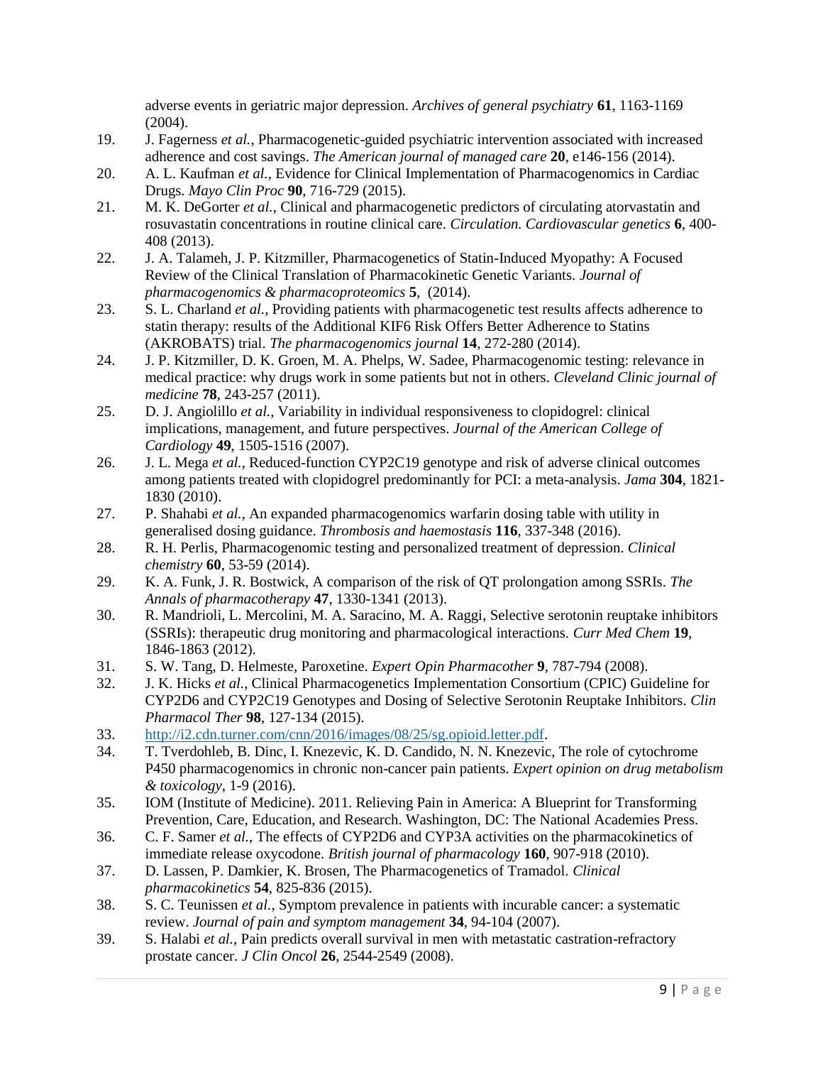adverse events in geriatric major depression. *Archives of general psychiatry* **61**, 1163-1169 (2004).

19. J. Fagerness *et al.*, Pharmacogenetic-guided psychiatric intervention associated with increased adherence and cost savings. *The American journal of managed care* **20**, e146-156 (2014).
20. A. L. Kaufman *et al.*, Evidence for Clinical Implementation of Pharmacogenomics in Cardiac Drugs. *Mayo Clin Proc* **90**, 716-729 (2015).
21. M. K. DeGorter *et al.*, Clinical and pharmacogenetic predictors of circulating atorvastatin and rosuvastatin concentrations in routine clinical care. *Circulation. Cardiovascular genetics* **6**, 400-408 (2013).
22. J. A. Talameh, J. P. Kitzmiller, Pharmacogenetics of Statin-Induced Myopathy: A Focused Review of the Clinical Translation of Pharmacokinetic Genetic Variants. *Journal of pharmacogenomics & pharmacoproteomics* **5**, (2014).
23. S. L. Charland *et al.*, Providing patients with pharmacogenetic test results affects adherence to statin therapy: results of the Additional KIF6 Risk Offers Better Adherence to Statins (AKROBATS) trial. *The pharmacogenomics journal* **14**, 272-280 (2014).
24. J. P. Kitzmiller, D. K. Groen, M. A. Phelps, W. Sadee, Pharmacogenomic testing: relevance in medical practice: why drugs work in some patients but not in others. *Cleveland Clinic journal of medicine* **78**, 243-257 (2011).
25. D. J. Angiolillo *et al.*, Variability in individual responsiveness to clopidogrel: clinical implications, management, and future perspectives. *Journal of the American College of Cardiology* **49**, 1505-1516 (2007).
26. J. L. Mega *et al.*, Reduced-function CYP2C19 genotype and risk of adverse clinical outcomes among patients treated with clopidogrel predominantly for PCI: a meta-analysis. *Jama* **304**, 1821-1830 (2010).
27. P. Shahabi *et al.*, An expanded pharmacogenomics warfarin dosing table with utility in generalised dosing guidance. *Thrombosis and haemostasis* **116**, 337-348 (2016).
28. R. H. Perlis, Pharmacogenomic testing and personalized treatment of depression. *Clinical chemistry* **60**, 53-59 (2014).
29. K. A. Funk, J. R. Bostwick, A comparison of the risk of QT prolongation among SSRIs. *The Annals of pharmacotherapy* **47**, 1330-1341 (2013).
30. R. Mandrioli, L. Mercolini, M. A. Saracino, M. A. Raggi, Selective serotonin reuptake inhibitors (SSRIs): therapeutic drug monitoring and pharmacological interactions. *Curr Med Chem* **19**, 1846-1863 (2012).
31. S. W. Tang, D. Helmeste, Paroxetine. *Expert Opin Pharmacother* **9**, 787-794 (2008).
32. J. K. Hicks *et al.*, Clinical Pharmacogenetics Implementation Consortium (CPIC) Guideline for CYP2D6 and CYP2C19 Genotypes and Dosing of Selective Serotonin Reuptake Inhibitors. *Clin Pharmacol Ther* **98**, 127-134 (2015).
33. http://i2.cdn.turner.com/cnn/2016/images/08/25/sg.opioid.letter.pdf.
34. T. Tverdohleb, B. Dinc, I. Knezevic, K. D. Candido, N. N. Knezevic, The role of cytochrome P450 pharmacogenomics in chronic non-cancer pain patients. *Expert opinion on drug metabolism & toxicology*, 1-9 (2016).
35. IOM (Institute of Medicine). 2011. Relieving Pain in America: A Blueprint for Transforming Prevention, Care, Education, and Research. Washington, DC: The National Academies Press.
36. C. F. Samer *et al.*, The effects of CYP2D6 and CYP3A activities on the pharmacokinetics of immediate release oxycodone. *British journal of pharmacology* **160**, 907-918 (2010).
37. D. Lassen, P. Damkier, K. Brosen, The Pharmacogenetics of Tramadol. *Clinical pharmacokinetics* **54**, 825-836 (2015).
38. S. C. Teunissen *et al.*, Symptom prevalence in patients with incurable cancer: a systematic review. *Journal of pain and symptom management* **34**, 94-104 (2007).
39. S. Halabi *et al.*, Pain predicts overall survival in men with metastatic castration-refractory prostate cancer. *J Clin Oncol* **26**, 2544-2549 (2008).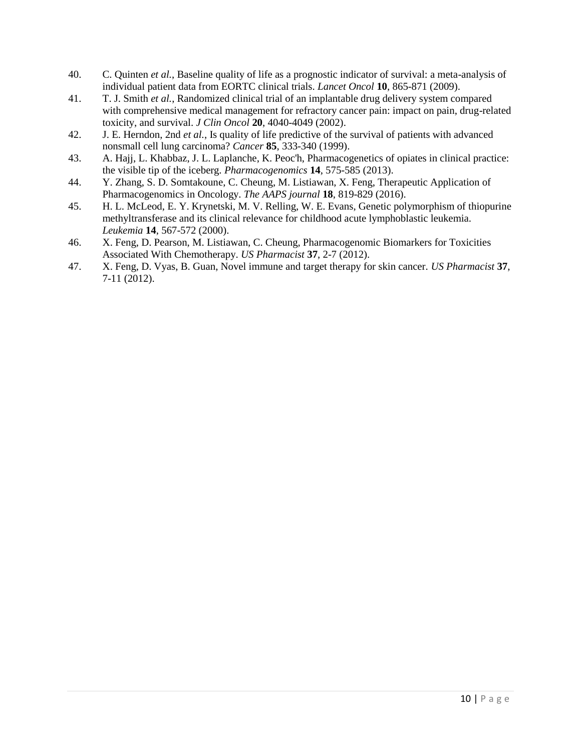40. C. Quinten *et al.*, Baseline quality of life as a prognostic indicator of survival: a meta-analysis of individual patient data from EORTC clinical trials. *Lancet Oncol* **10**, 865-871 (2009).
41. T. J. Smith *et al.*, Randomized clinical trial of an implantable drug delivery system compared with comprehensive medical management for refractory cancer pain: impact on pain, drug-related toxicity, and survival. *J Clin Oncol* **20**, 4040-4049 (2002).
42. J. E. Herndon, 2nd *et al.*, Is quality of life predictive of the survival of patients with advanced nonsmall cell lung carcinoma? *Cancer* **85**, 333-340 (1999).
43. A. Hajj, L. Khabbaz, J. L. Laplanche, K. Peoc'h, Pharmacogenetics of opiates in clinical practice: the visible tip of the iceberg. *Pharmacogenomics* **14**, 575-585 (2013).
44. Y. Zhang, S. D. Somtakoune, C. Cheung, M. Listiawan, X. Feng, Therapeutic Application of Pharmacogenomics in Oncology. *The AAPS journal* **18**, 819-829 (2016).
45. H. L. McLeod, E. Y. Krynetski, M. V. Relling, W. E. Evans, Genetic polymorphism of thiopurine methyltransferase and its clinical relevance for childhood acute lymphoblastic leukemia. *Leukemia* **14**, 567-572 (2000).
46. X. Feng, D. Pearson, M. Listiawan, C. Cheung, Pharmacogenomic Biomarkers for Toxicities Associated With Chemotherapy. *US Pharmacist* **37**, 2-7 (2012).
47. X. Feng, D. Vyas, B. Guan, Novel immune and target therapy for skin cancer. *US Pharmacist* **37**, 7-11 (2012).